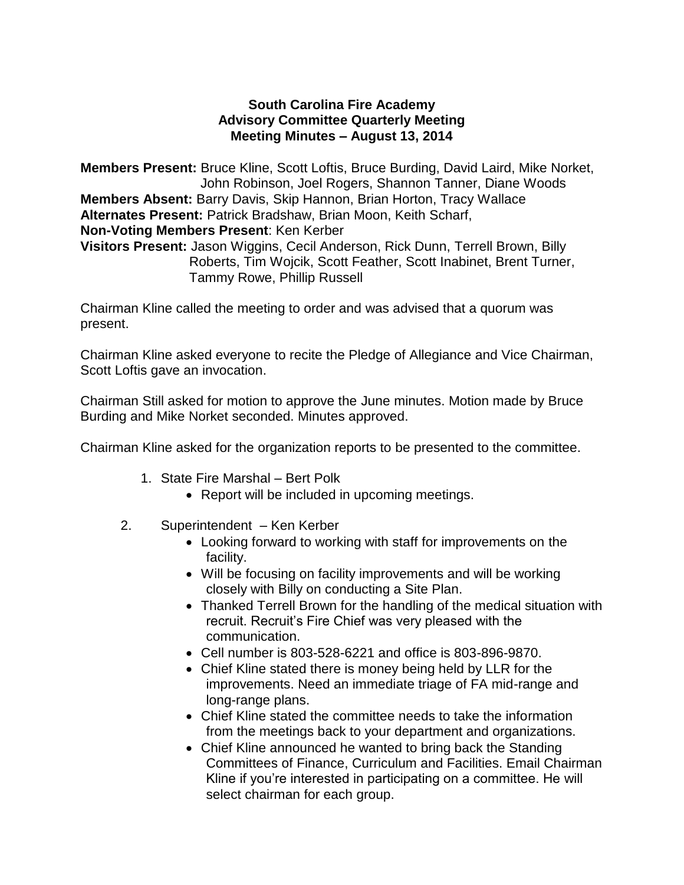# South Carolina Fire Academy
## Advisory Committee Quarterly Meeting
### Meeting Minutes – August 13, 2014

**Members Present:** Bruce Kline, Scott Loftis, Bruce Burding, David Laird, Mike Norket, John Robinson, Joel Rogers, Shannon Tanner, Diane Woods
**Members Absent:** Barry Davis, Skip Hannon, Brian Horton, Tracy Wallace
**Alternates Present:** Patrick Bradshaw, Brian Moon, Keith Scharf,
**Non-Voting Members Present**: Ken Kerber
**Visitors Present:** Jason Wiggins, Cecil Anderson, Rick Dunn, Terrell Brown, Billy Roberts, Tim Wojcik, Scott Feather, Scott Inabinet, Brent Turner, Tammy Rowe, Phillip Russell

Chairman Kline called the meeting to order and was advised that a quorum was present.

Chairman Kline asked everyone to recite the Pledge of Allegiance and Vice Chairman, Scott Loftis gave an invocation.

Chairman Still asked for motion to approve the June minutes. Motion made by Bruce Burding and Mike Norket seconded. Minutes approved.

Chairman Kline asked for the organization reports to be presented to the committee.

1. State Fire Marshal – Bert Polk
   - Report will be included in upcoming meetings.

2. Superintendent – Ken Kerber
   - Looking forward to working with staff for improvements on the facility.
   - Will be focusing on facility improvements and will be working closely with Billy on conducting a Site Plan.
   - Thanked Terrell Brown for the handling of the medical situation with recruit. Recruit's Fire Chief was very pleased with the communication.
   - Cell number is 803-528-6221 and office is 803-896-9870.
   - Chief Kline stated there is money being held by LLR for the improvements. Need an immediate triage of FA mid-range and long-range plans.
   - Chief Kline stated the committee needs to take the information from the meetings back to your department and organizations.
   - Chief Kline announced he wanted to bring back the Standing Committees of Finance, Curriculum and Facilities. Email Chairman Kline if you're interested in participating on a committee. He will select chairman for each group.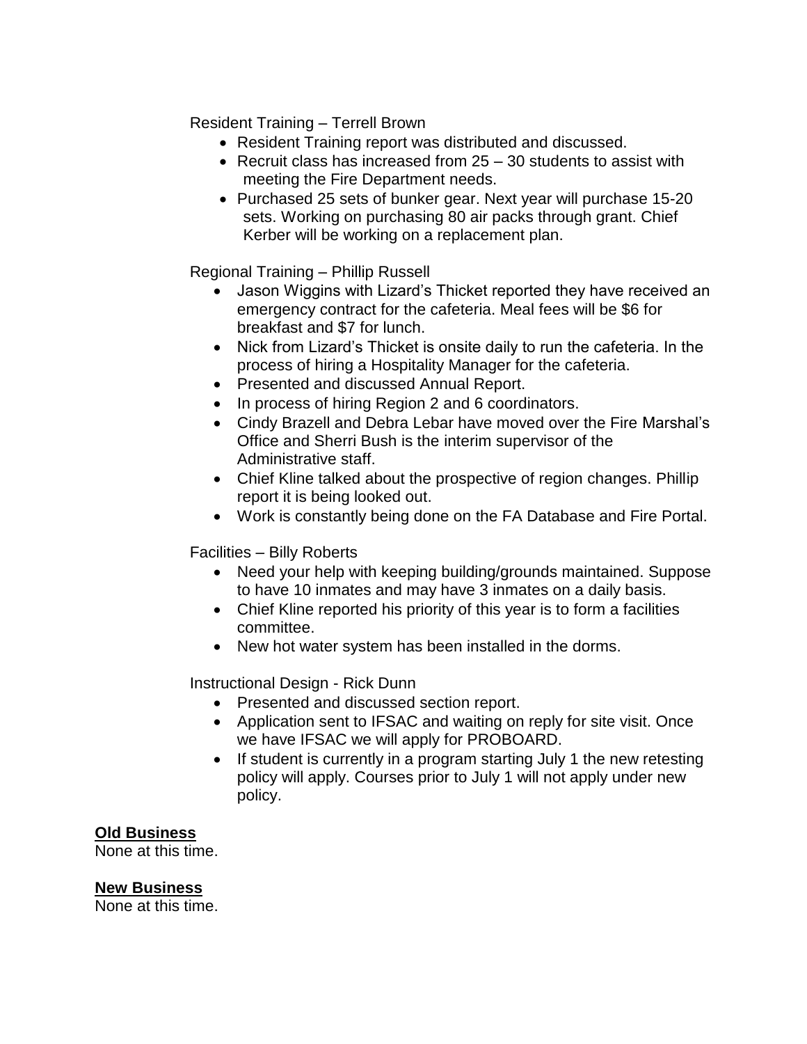Resident Training – Terrell Brown

- Resident Training report was distributed and discussed.
- Recruit class has increased from 25 – 30 students to assist with meeting the Fire Department needs.
- Purchased 25 sets of bunker gear. Next year will purchase 15-20 sets. Working on purchasing 80 air packs through grant. Chief Kerber will be working on a replacement plan.

Regional Training – Phillip Russell

- Jason Wiggins with Lizard's Thicket reported they have received an emergency contract for the cafeteria. Meal fees will be $6 for breakfast and $7 for lunch.
- Nick from Lizard's Thicket is onsite daily to run the cafeteria. In the process of hiring a Hospitality Manager for the cafeteria.
- Presented and discussed Annual Report.
- In process of hiring Region 2 and 6 coordinators.
- Cindy Brazell and Debra Lebar have moved over the Fire Marshal's Office and Sherri Bush is the interim supervisor of the Administrative staff.
- Chief Kline talked about the prospective of region changes. Phillip report it is being looked out.
- Work is constantly being done on the FA Database and Fire Portal.

Facilities – Billy Roberts

- Need your help with keeping building/grounds maintained. Suppose to have 10 inmates and may have 3 inmates on a daily basis.
- Chief Kline reported his priority of this year is to form a facilities committee.
- New hot water system has been installed in the dorms.

Instructional Design - Rick Dunn

- Presented and discussed section report.
- Application sent to IFSAC and waiting on reply for site visit. Once we have IFSAC we will apply for PROBOARD.
- If student is currently in a program starting July 1 the new retesting policy will apply. Courses prior to July 1 will not apply under new policy.

**Old Business**

None at this time.

**New Business**

None at this time.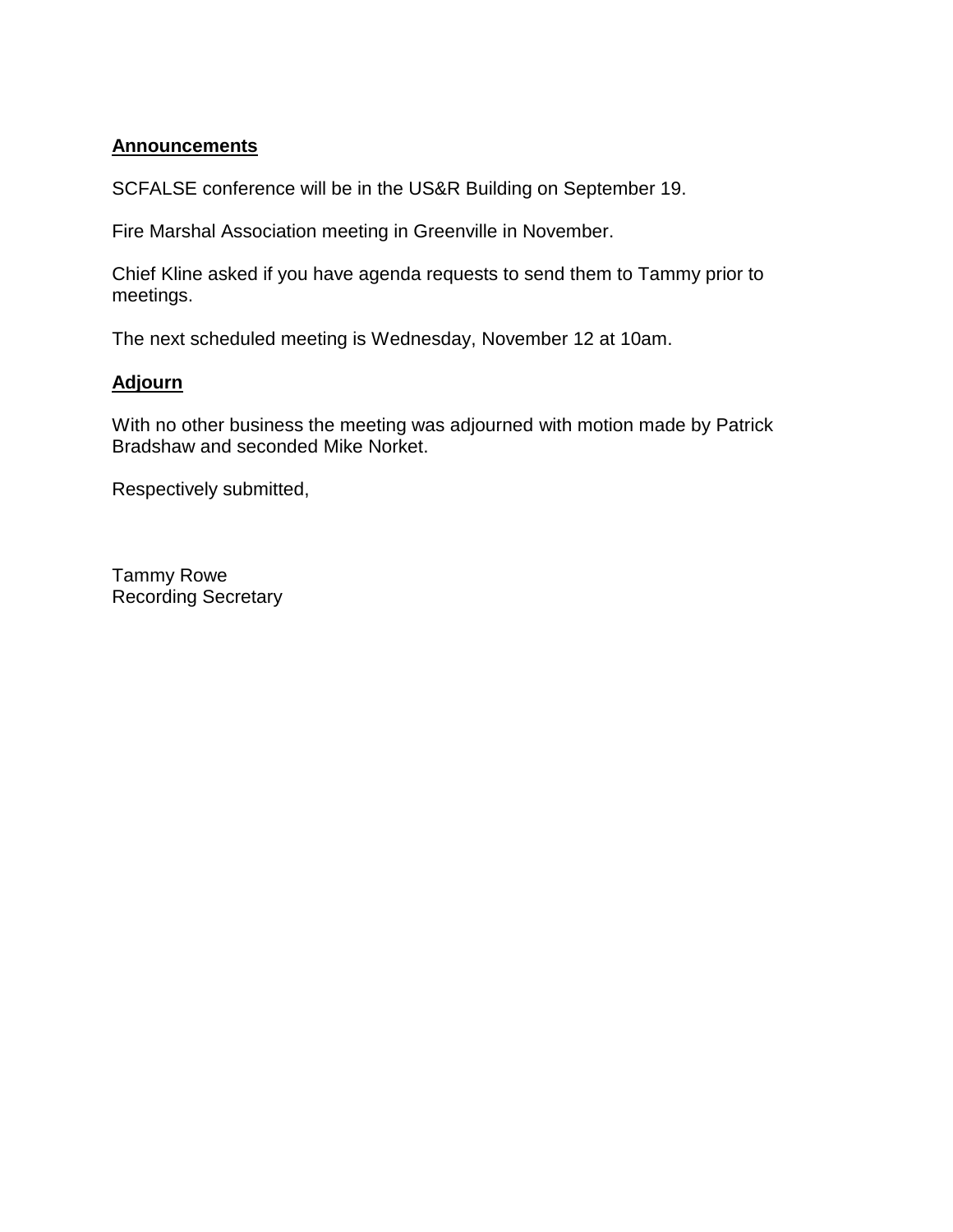**Announcements**

SCFALSE conference will be in the US&R Building on September 19.

Fire Marshal Association meeting in Greenville in November.

Chief Kline asked if you have agenda requests to send them to Tammy prior to meetings.

The next scheduled meeting is Wednesday, November 12 at 10am.

**Adjourn**

With no other business the meeting was adjourned with motion made by Patrick Bradshaw and seconded Mike Norket.

Respectively submitted,

Tammy Rowe
Recording Secretary